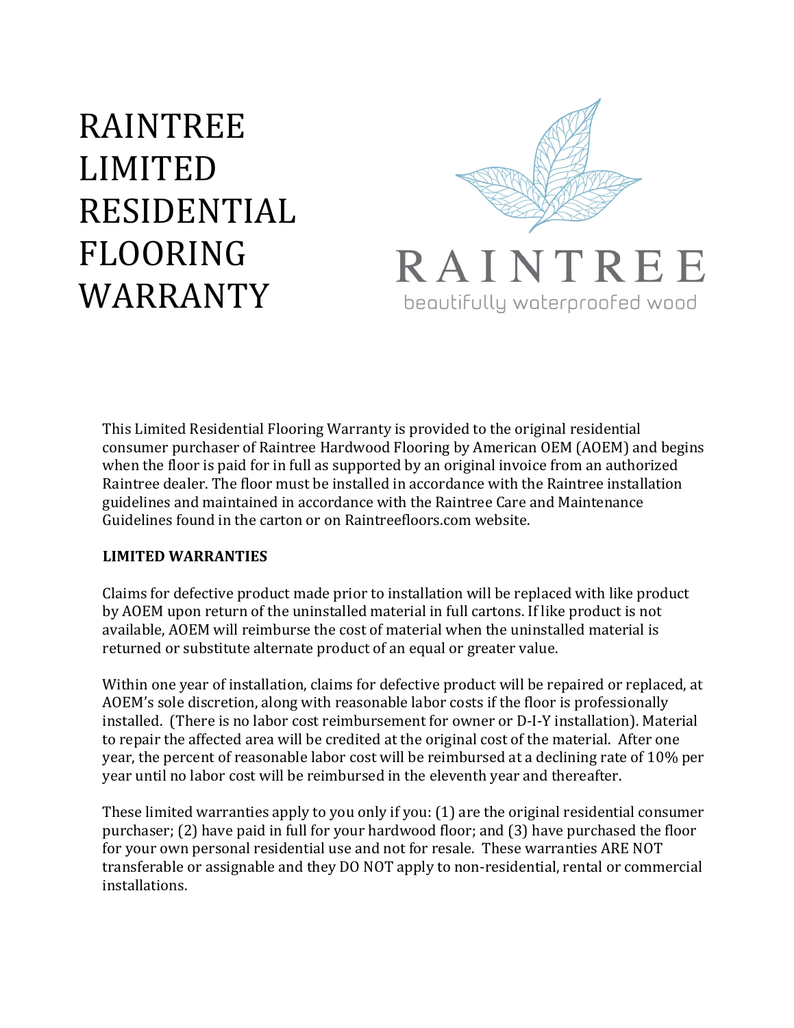# RAINTREE LIMITED RESIDENTIAL FLOORING WARRANTY

RAINTREE

beautifully waterproofed wood

This Limited Residential Flooring Warranty is provided to the original residential consumer purchaser of Raintree Hardwood Flooring by American OEM (AOEM) and begins when the floor is paid for in full as supported by an original invoice from an authorized Raintree dealer. The floor must be installed in accordance with the Raintree installation guidelines and maintained in accordance with the Raintree Care and Maintenance Guidelines found in the carton or on Raintreefloors.com website.

**LIMITED WARRANTIES**

Claims for defective product made prior to installation will be replaced with like product by AOEM upon return of the uninstalled material in full cartons. If like product is not available, AOEM will reimburse the cost of material when the uninstalled material is returned or substitute alternate product of an equal or greater value.

Within one year of installation, claims for defective product will be repaired or replaced, at AOEM's sole discretion, along with reasonable labor costs if the floor is professionally installed. (There is no labor cost reimbursement for owner or D-I-Y installation). Material to repair the affected area will be credited at the original cost of the material. After one year, the percent of reasonable labor cost will be reimbursed at a declining rate of 10% per year until no labor cost will be reimbursed in the eleventh year and thereafter.

These limited warranties apply to you only if you: (1) are the original residential consumer purchaser; (2) have paid in full for your hardwood floor; and (3) have purchased the floor for your own personal residential use and not for resale. These warranties ARE NOT transferable or assignable and they DO NOT apply to non-residential, rental or commercial installations.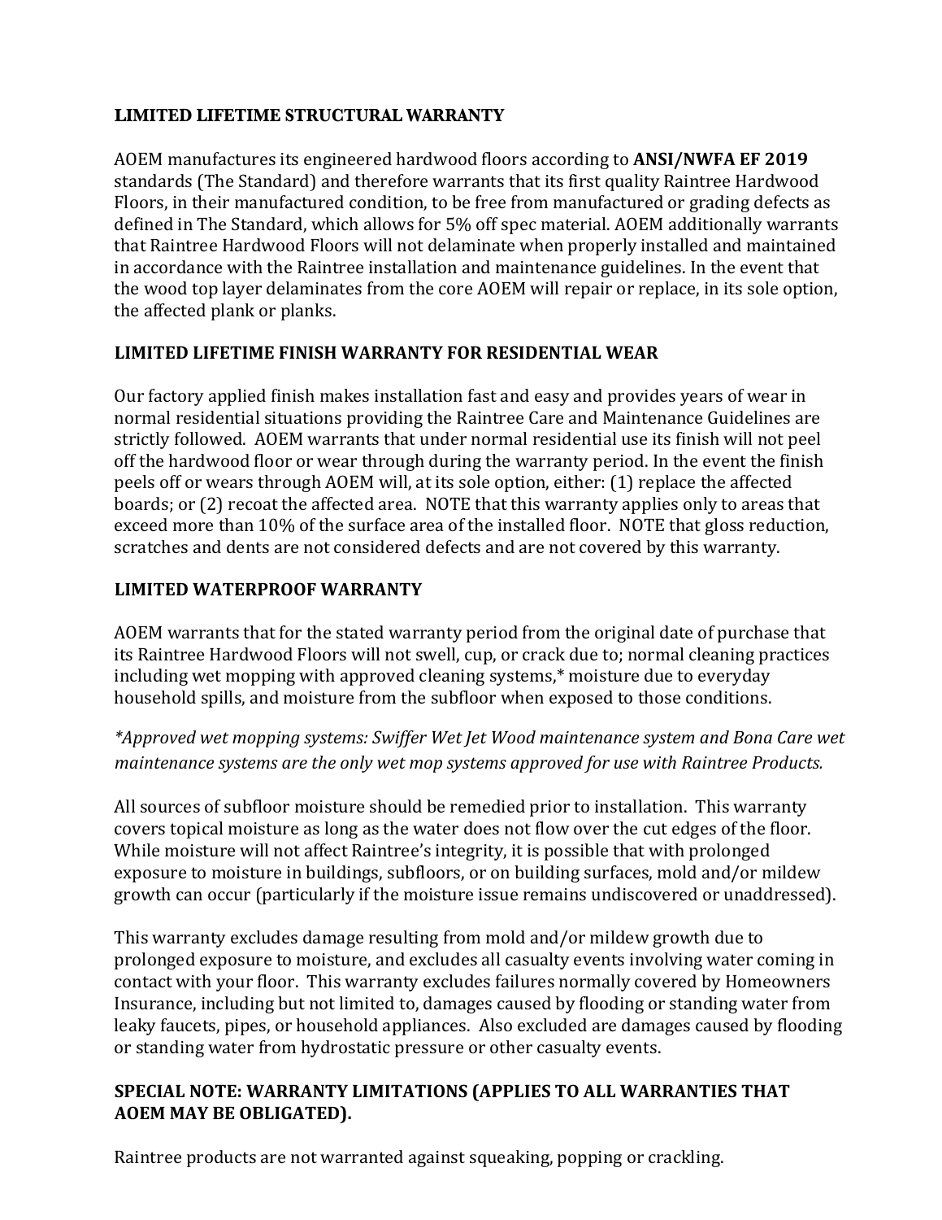**LIMITED LIFETIME STRUCTURAL WARRANTY**

AOEM manufactures its engineered hardwood floors according to **ANSI/NWFA EF 2019** standards (The Standard) and therefore warrants that its first quality Raintree Hardwood Floors, in their manufactured condition, to be free from manufactured or grading defects as defined in The Standard, which allows for 5% off spec material. AOEM additionally warrants that Raintree Hardwood Floors will not delaminate when properly installed and maintained in accordance with the Raintree installation and maintenance guidelines. In the event that the wood top layer delaminates from the core AOEM will repair or replace, in its sole option, the affected plank or planks.

**LIMITED LIFETIME FINISH WARRANTY FOR RESIDENTIAL WEAR**

Our factory applied finish makes installation fast and easy and provides years of wear in normal residential situations providing the Raintree Care and Maintenance Guidelines are strictly followed. AOEM warrants that under normal residential use its finish will not peel off the hardwood floor or wear through during the warranty period. In the event the finish peels off or wears through AOEM will, at its sole option, either: (1) replace the affected boards; or (2) recoat the affected area. NOTE that this warranty applies only to areas that exceed more than 10% of the surface area of the installed floor. NOTE that gloss reduction, scratches and dents are not considered defects and are not covered by this warranty.

**LIMITED WATERPROOF WARRANTY**

AOEM warrants that for the stated warranty period from the original date of purchase that its Raintree Hardwood Floors will not swell, cup, or crack due to; normal cleaning practices including wet mopping with approved cleaning systems,* moisture due to everyday household spills, and moisture from the subfloor when exposed to those conditions.

*\*Approved wet mopping systems: Swiffer Wet Jet Wood maintenance system and Bona Care wet maintenance systems are the only wet mop systems approved for use with Raintree Products.*

All sources of subfloor moisture should be remedied prior to installation. This warranty covers topical moisture as long as the water does not flow over the cut edges of the floor. While moisture will not affect Raintree's integrity, it is possible that with prolonged exposure to moisture in buildings, subfloors, or on building surfaces, mold and/or mildew growth can occur (particularly if the moisture issue remains undiscovered or unaddressed).

This warranty excludes damage resulting from mold and/or mildew growth due to prolonged exposure to moisture, and excludes all casualty events involving water coming in contact with your floor. This warranty excludes failures normally covered by Homeowners Insurance, including but not limited to, damages caused by flooding or standing water from leaky faucets, pipes, or household appliances. Also excluded are damages caused by flooding or standing water from hydrostatic pressure or other casualty events.

**SPECIAL NOTE: WARRANTY LIMITATIONS (APPLIES TO ALL WARRANTIES THAT AOEM MAY BE OBLIGATED).**

Raintree products are not warranted against squeaking, popping or crackling.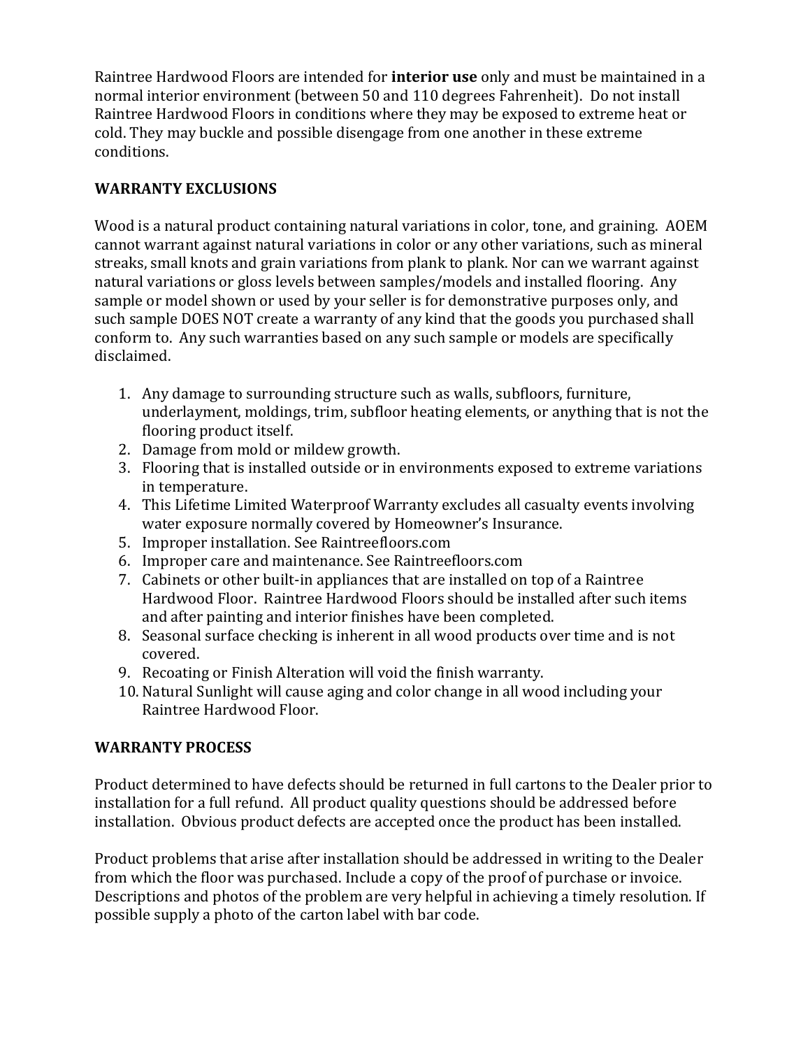Raintree Hardwood Floors are intended for **interior use** only and must be maintained in a normal interior environment (between 50 and 110 degrees Fahrenheit). Do not install Raintree Hardwood Floors in conditions where they may be exposed to extreme heat or cold. They may buckle and possible disengage from one another in these extreme conditions.

## WARRANTY EXCLUSIONS

Wood is a natural product containing natural variations in color, tone, and graining. AOEM cannot warrant against natural variations in color or any other variations, such as mineral streaks, small knots and grain variations from plank to plank. Nor can we warrant against natural variations or gloss levels between samples/models and installed flooring. Any sample or model shown or used by your seller is for demonstrative purposes only, and such sample DOES NOT create a warranty of any kind that the goods you purchased shall conform to. Any such warranties based on any such sample or models are specifically disclaimed.

1. Any damage to surrounding structure such as walls, subfloors, furniture, underlayment, moldings, trim, subfloor heating elements, or anything that is not the flooring product itself.
2. Damage from mold or mildew growth.
3. Flooring that is installed outside or in environments exposed to extreme variations in temperature.
4. This Lifetime Limited Waterproof Warranty excludes all casualty events involving water exposure normally covered by Homeowner's Insurance.
5. Improper installation. See Raintreefloors.com
6. Improper care and maintenance. See Raintreefloors.com
7. Cabinets or other built-in appliances that are installed on top of a Raintree Hardwood Floor. Raintree Hardwood Floors should be installed after such items and after painting and interior finishes have been completed.
8. Seasonal surface checking is inherent in all wood products over time and is not covered.
9. Recoating or Finish Alteration will void the finish warranty.
10. Natural Sunlight will cause aging and color change in all wood including your Raintree Hardwood Floor.

## WARRANTY PROCESS

Product determined to have defects should be returned in full cartons to the Dealer prior to installation for a full refund. All product quality questions should be addressed before installation. Obvious product defects are accepted once the product has been installed.

Product problems that arise after installation should be addressed in writing to the Dealer from which the floor was purchased. Include a copy of the proof of purchase or invoice. Descriptions and photos of the problem are very helpful in achieving a timely resolution. If possible supply a photo of the carton label with bar code.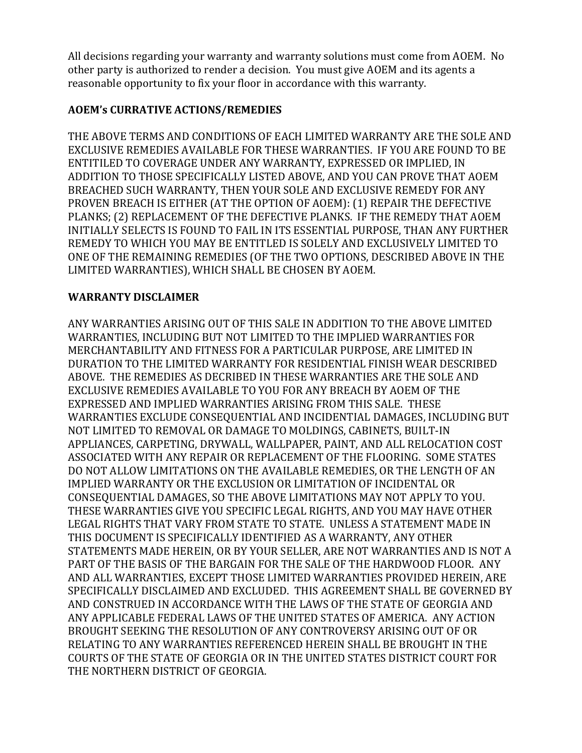All decisions regarding your warranty and warranty solutions must come from AOEM. No other party is authorized to render a decision. You must give AOEM and its agents a reasonable opportunity to fix your floor in accordance with this warranty.

**AOEM's CURRATIVE ACTIONS/REMEDIES**

THE ABOVE TERMS AND CONDITIONS OF EACH LIMITED WARRANTY ARE THE SOLE AND EXCLUSIVE REMEDIES AVAILABLE FOR THESE WARRANTIES. IF YOU ARE FOUND TO BE ENTITILED TO COVERAGE UNDER ANY WARRANTY, EXPRESSED OR IMPLIED, IN ADDITION TO THOSE SPECIFICALLY LISTED ABOVE, AND YOU CAN PROVE THAT AOEM BREACHED SUCH WARRANTY, THEN YOUR SOLE AND EXCLUSIVE REMEDY FOR ANY PROVEN BREACH IS EITHER (AT THE OPTION OF AOEM): (1) REPAIR THE DEFECTIVE PLANKS; (2) REPLACEMENT OF THE DEFECTIVE PLANKS. IF THE REMEDY THAT AOEM INITIALLY SELECTS IS FOUND TO FAIL IN ITS ESSENTIAL PURPOSE, THAN ANY FURTHER REMEDY TO WHICH YOU MAY BE ENTITLED IS SOLELY AND EXCLUSIVELY LIMITED TO ONE OF THE REMAINING REMEDIES (OF THE TWO OPTIONS, DESCRIBED ABOVE IN THE LIMITED WARRANTIES), WHICH SHALL BE CHOSEN BY AOEM.

**WARRANTY DISCLAIMER**

ANY WARRANTIES ARISING OUT OF THIS SALE IN ADDITION TO THE ABOVE LIMITED WARRANTIES, INCLUDING BUT NOT LIMITED TO THE IMPLIED WARRANTIES FOR MERCHANTABILITY AND FITNESS FOR A PARTICULAR PURPOSE, ARE LIMITED IN DURATION TO THE LIMITED WARRANTY FOR RESIDENTIAL FINISH WEAR DESCRIBED ABOVE. THE REMEDIES AS DECRIBED IN THESE WARRANTIES ARE THE SOLE AND EXCLUSIVE REMEDIES AVAILABLE TO YOU FOR ANY BREACH BY AOEM OF THE EXPRESSED AND IMPLIED WARRANTIES ARISING FROM THIS SALE. THESE WARRANTIES EXCLUDE CONSEQUENTIAL AND INCIDENTIAL DAMAGES, INCLUDING BUT NOT LIMITED TO REMOVAL OR DAMAGE TO MOLDINGS, CABINETS, BUILT-IN APPLIANCES, CARPETING, DRYWALL, WALLPAPER, PAINT, AND ALL RELOCATION COST ASSOCIATED WITH ANY REPAIR OR REPLACEMENT OF THE FLOORING. SOME STATES DO NOT ALLOW LIMITATIONS ON THE AVAILABLE REMEDIES, OR THE LENGTH OF AN IMPLIED WARRANTY OR THE EXCLUSION OR LIMITATION OF INCIDENTAL OR CONSEQUENTIAL DAMAGES, SO THE ABOVE LIMITATIONS MAY NOT APPLY TO YOU. THESE WARRANTIES GIVE YOU SPECIFIC LEGAL RIGHTS, AND YOU MAY HAVE OTHER LEGAL RIGHTS THAT VARY FROM STATE TO STATE. UNLESS A STATEMENT MADE IN THIS DOCUMENT IS SPECIFICALLY IDENTIFIED AS A WARRANTY, ANY OTHER STATEMENTS MADE HEREIN, OR BY YOUR SELLER, ARE NOT WARRANTIES AND IS NOT A PART OF THE BASIS OF THE BARGAIN FOR THE SALE OF THE HARDWOOD FLOOR. ANY AND ALL WARRANTIES, EXCEPT THOSE LIMITED WARRANTIES PROVIDED HEREIN, ARE SPECIFICALLY DISCLAIMED AND EXCLUDED. THIS AGREEMENT SHALL BE GOVERNED BY AND CONSTRUED IN ACCORDANCE WITH THE LAWS OF THE STATE OF GEORGIA AND ANY APPLICABLE FEDERAL LAWS OF THE UNITED STATES OF AMERICA. ANY ACTION BROUGHT SEEKING THE RESOLUTION OF ANY CONTROVERSY ARISING OUT OF OR RELATING TO ANY WARRANTIES REFERENCED HEREIN SHALL BE BROUGHT IN THE COURTS OF THE STATE OF GEORGIA OR IN THE UNITED STATES DISTRICT COURT FOR THE NORTHERN DISTRICT OF GEORGIA.